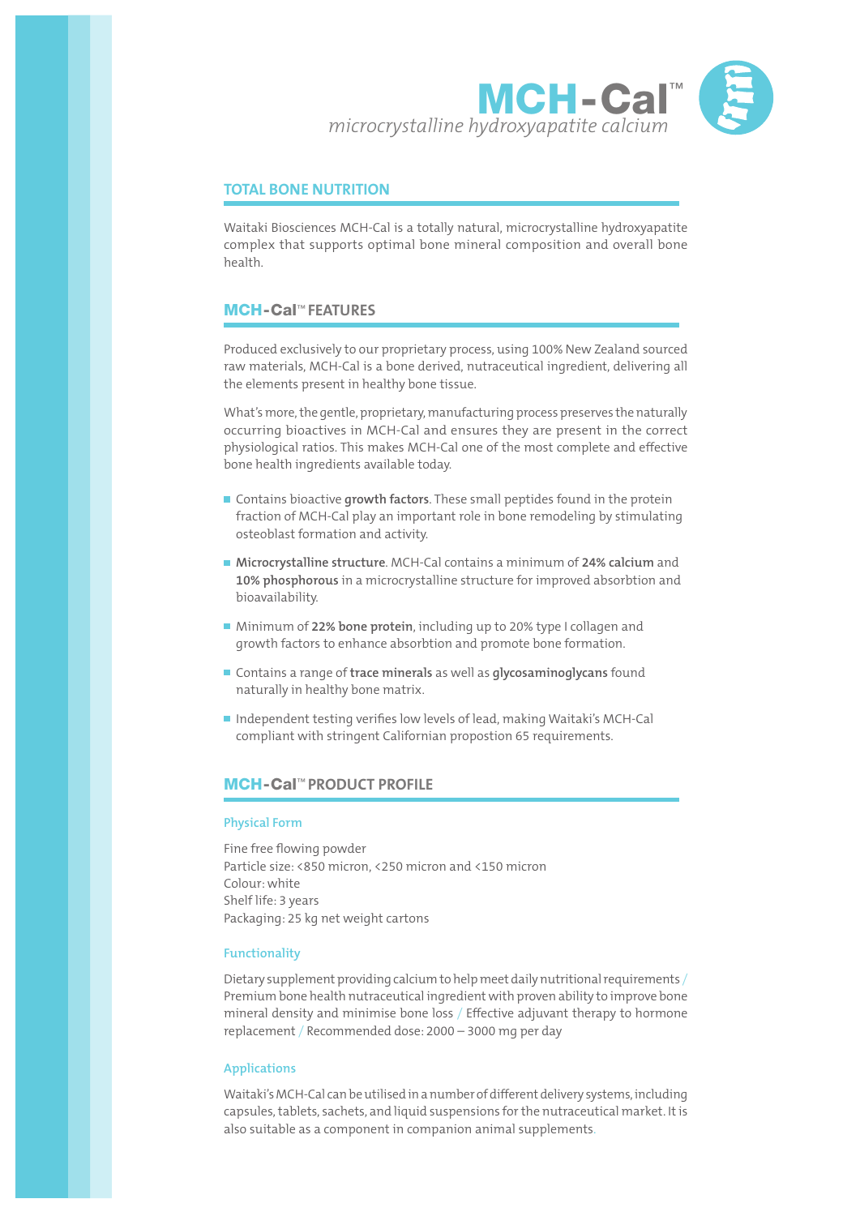# MCH-Cal™

*microcrystalline hydroxyapatite calcium*

## TOTAL BONE NUTRITION

Waitaki Biosciences MCH-Cal is a totally natural, microcrystalline hydroxyapatite complex that supports optimal bone mineral composition and overall bone health.

## MCH-Cal™ FEATURES

Produced exclusively to our proprietary process, using 100% New Zealand sourced raw materials, MCH-Cal is a bone derived, nutraceutical ingredient, delivering all the elements present in healthy bone tissue.

What's more, the gentle, proprietary, manufacturing process preserves the naturally occurring bioactives in MCH-Cal and ensures they are present in the correct physiological ratios. This makes MCH-Cal one of the most complete and effective bone health ingredients available today.

- Contains bioactive **growth factors**. These small peptides found in the protein fraction of MCH-Cal play an important role in bone remodeling by stimulating osteoblast formation and activity.
- **Microcrystalline structure**. MCH-Cal contains a minimum of **24% calcium** and **10% phosphorous** in a microcrystalline structure for improved absorbtion and bioavailability.
- Minimum of **22% bone protein**, including up to 20% type I collagen and growth factors to enhance absorbtion and promote bone formation.
- Contains a range of **trace minerals** as well as **glycosaminoglycans** found naturally in healthy bone matrix.
- Independent testing verifies low levels of lead, making Waitaki's MCH-Cal compliant with stringent Californian propostion 65 requirements.

## MCH-Cal™ PRODUCT PROFILE

### Physical Form

Fine free flowing powder
Particle size: <850 micron, <250 micron and <150 micron
Colour: white
Shelf life: 3 years
Packaging: 25 kg net weight cartons

### Functionality

Dietary supplement providing calcium to help meet daily nutritional requirements / Premium bone health nutraceutical ingredient with proven ability to improve bone mineral density and minimise bone loss / Effective adjuvant therapy to hormone replacement / Recommended dose: 2000 – 3000 mg per day

### Applications

Waitaki's MCH-Cal can be utilised in a number of different delivery systems, including capsules, tablets, sachets, and liquid suspensions for the nutraceutical market. It is also suitable as a component in companion animal supplements.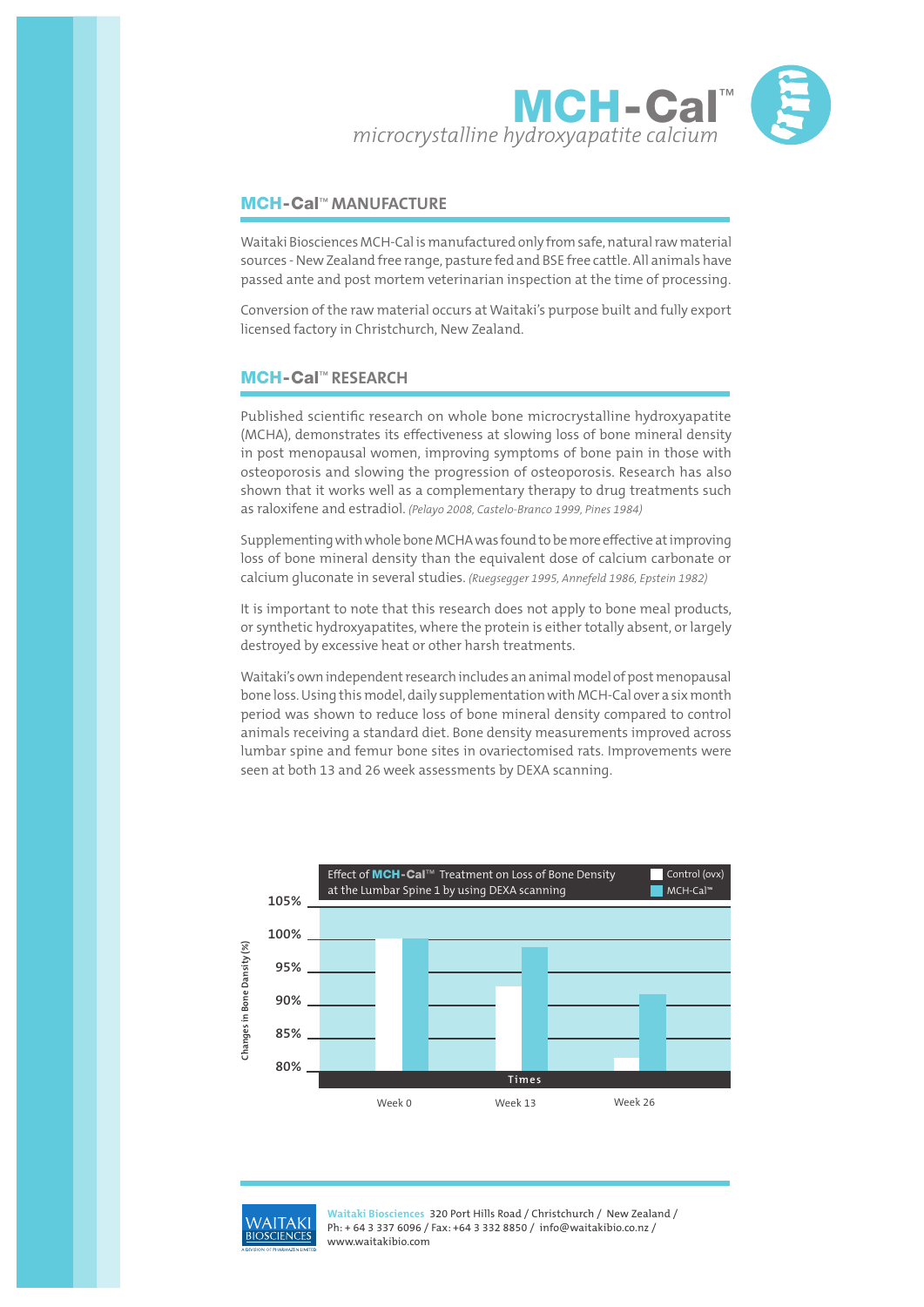# MCH-Cal™

*microcrystalline hydroxyapatite calcium*

## MCH-Cal™ MANUFACTURE

Waitaki Biosciences MCH-Cal is manufactured only from safe, natural raw material sources - New Zealand free range, pasture fed and BSE free cattle. All animals have passed ante and post mortem veterinarian inspection at the time of processing.

Conversion of the raw material occurs at Waitaki's purpose built and fully export licensed factory in Christchurch, New Zealand.

## MCH-Cal™ RESEARCH

Published scientific research on whole bone microcrystalline hydroxyapatite (MCHA), demonstrates its effectiveness at slowing loss of bone mineral density in post menopausal women, improving symptoms of bone pain in those with osteoporosis and slowing the progression of osteoporosis. Research has also shown that it works well as a complementary therapy to drug treatments such as raloxifene and estradiol. *(Pelayo 2008, Castelo-Branco 1999, Pines 1984)*

Supplementing with whole bone MCHA was found to be more effective at improving loss of bone mineral density than the equivalent dose of calcium carbonate or calcium gluconate in several studies. *(Ruegsegger 1995, Annefeld 1986, Epstein 1982)*

It is important to note that this research does not apply to bone meal products, or synthetic hydroxyapatites, where the protein is either totally absent, or largely destroyed by excessive heat or other harsh treatments.

Waitaki's own independent research includes an animal model of post menopausal bone loss. Using this model, daily supplementation with MCH-Cal over a six month period was shown to reduce loss of bone mineral density compared to control animals receiving a standard diet. Bone density measurements improved across lumbar spine and femur bone sites in ovariectomised rats. Improvements were seen at both 13 and 26 week assessments by DEXA scanning.

Effect of MCH-Cal™ Treatment on Loss of Bone Density at the Lumbar Spine 1 by using DEXA scanning

Control (ovx)
MCH-Cal™

Changes in Bone Dansity (%)

105%
100%
95%
90%
85%
80%

Times

Week 0
Week 13
Week 26

**Waitaki Biosciences** 320 Port Hills Road / Christchurch / New Zealand / Ph: + 64 3 337 6096 / Fax: +64 3 332 8850 / info@waitakibio.co.nz / www.waitakibio.com

WAITAKI BIOSCIENCES
A DIVISION OF PHARMAZEN LIMITED